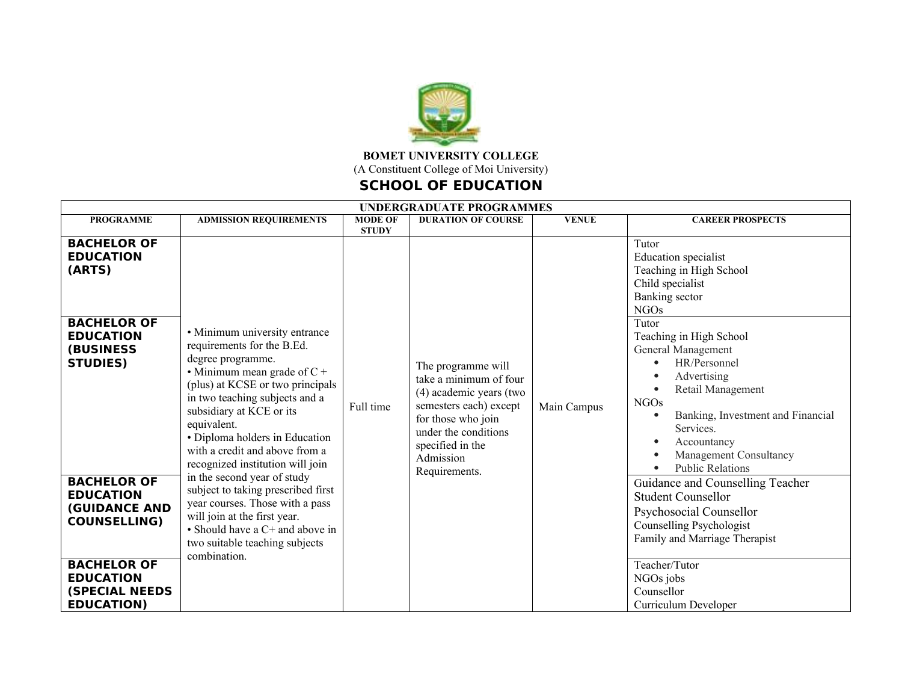**BOMET UNIVERSITY COLLEGE**

(A Constituent College of Moi University)

# SCHOOL OF EDUCATION

| UNDERGRADUATE PROGRAMMES | | | | | |
|---|---|---|---|---|---|
| **PROGRAMME** | **ADMISSION REQUIREMENTS** | **MODE OF STUDY** | **DURATION OF COURSE** | **VENUE** | **CAREER PROSPECTS** |
| **BACHELOR OF EDUCATION (ARTS)** | • Minimum university entrance requirements for the B.Ed. degree programme.<br>• Minimum mean grade of C + (plus) at KCSE or two principals in two teaching subjects and a subsidiary at KCE or its equivalent.<br>• Diploma holders in Education with a credit and above from a recognized institution will join in the second year of study subject to taking prescribed first year courses. Those with a pass will join at the first year.<br>• Should have a C+ and above in two suitable teaching subjects combination. | Full time | The programme will take a minimum of four (4) academic years (two semesters each) except for those who join under the conditions specified in the Admission Requirements. | Main Campus | Tutor<br>Education specialist<br>Teaching in High School<br>Child specialist<br>Banking sector<br>NGOs |
| **BACHELOR OF EDUCATION (BUSINESS STUDIES)** | | | | | Tutor<br>Teaching in High School<br>General Management<br>• HR/Personnel<br>• Advertising<br>• Retail Management<br>NGOs<br>• Banking, Investment and Financial Services.<br>• Accountancy<br>• Management Consultancy<br>• Public Relations |
| **BACHELOR OF EDUCATION (GUIDANCE AND COUNSELLING)** | | | | | Guidance and Counselling Teacher<br>Student Counsellor<br>Psychosocial Counsellor<br>Counselling Psychologist<br>Family and Marriage Therapist |
| **BACHELOR OF EDUCATION (SPECIAL NEEDS EDUCATION)** | | | | | Teacher/Tutor<br>NGOs jobs<br>Counsellor<br>Curriculum Developer |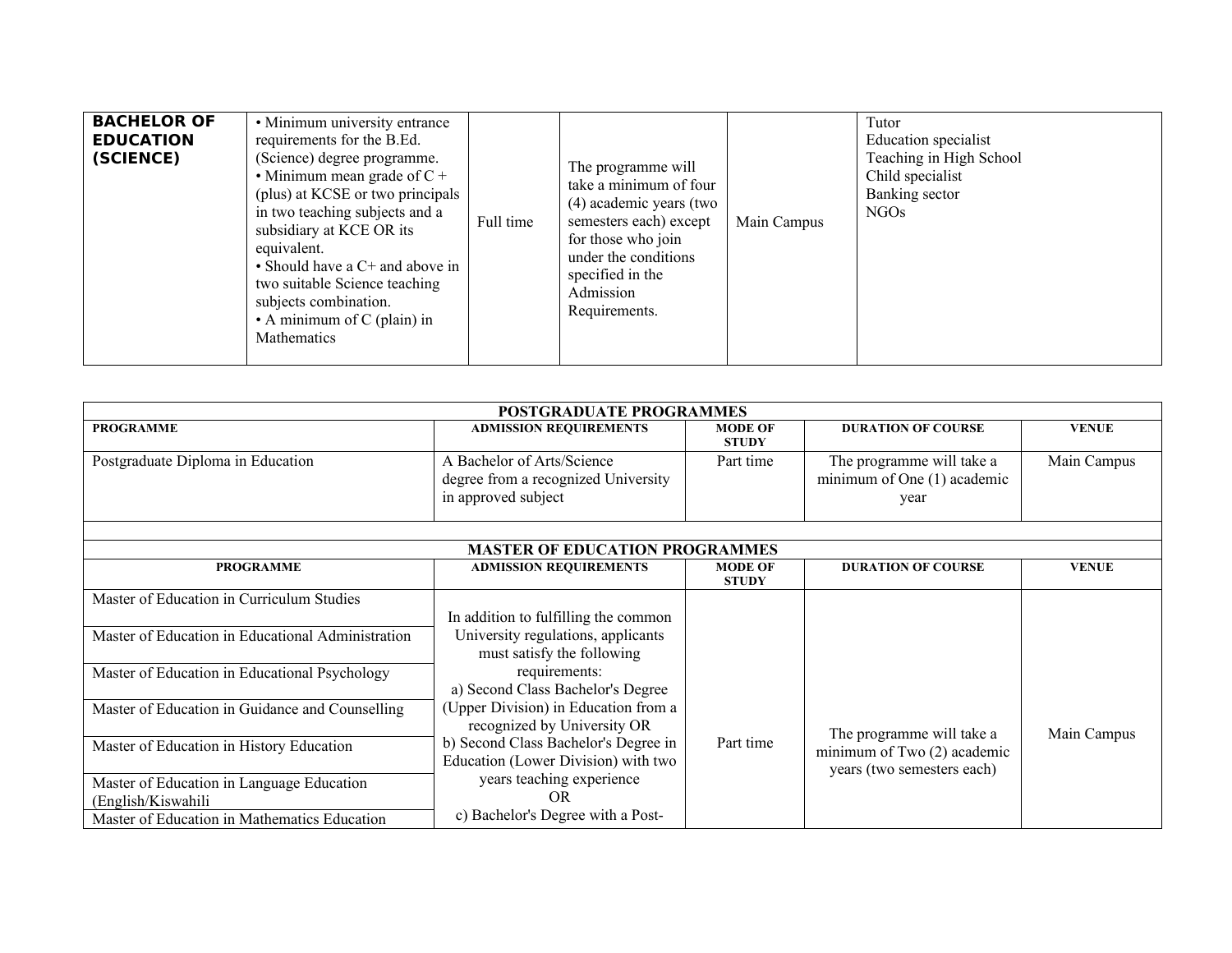| | | | | | |
|---|---|---|---|---|---|
| **BACHELOR OF EDUCATION (SCIENCE)** | • Minimum university entrance requirements for the B.Ed. (Science) degree programme.<br>• Minimum mean grade of C + (plus) at KCSE or two principals in two teaching subjects and a subsidiary at KCE OR its equivalent.<br>• Should have a C+ and above in two suitable Science teaching subjects combination.<br>• A minimum of C (plain) in Mathematics | Full time | The programme will take a minimum of four (4) academic years (two semesters each) except for those who join under the conditions specified in the Admission Requirements. | Main Campus | Tutor<br>Education specialist<br>Teaching in High School<br>Child specialist<br>Banking sector<br>NGOs |

| POSTGRADUATE PROGRAMMES | | | | |
|---|---|---|---|---|
| **PROGRAMME** | **ADMISSION REQUIREMENTS** | **MODE OF STUDY** | **DURATION OF COURSE** | **VENUE** |
| Postgraduate Diploma in Education | A Bachelor of Arts/Science degree from a recognized University in approved subject | Part time | The programme will take a minimum of One (1) academic year | Main Campus |

| MASTER OF EDUCATION PROGRAMMES | | | | |
|---|---|---|---|---|
| **PROGRAMME** | **ADMISSION REQUIREMENTS** | **MODE OF STUDY** | **DURATION OF COURSE** | **VENUE** |
| Master of Education in Curriculum Studies | In addition to fulfilling the common University regulations, applicants must satisfy the following requirements:<br>a) Second Class Bachelor's Degree (Upper Division) in Education from a recognized by University OR<br>b) Second Class Bachelor's Degree in Education (Lower Division) with two years teaching experience<br>OR<br>c) Bachelor's Degree with a Post- | Part time | The programme will take a minimum of Two (2) academic years (two semesters each) | Main Campus |
| Master of Education in Educational Administration | | | | |
| Master of Education in Educational Psychology | | | | |
| Master of Education in Guidance and Counselling | | | | |
| Master of Education in History Education | | | | |
| Master of Education in Language Education (English/Kiswahili | | | | |
| Master of Education in Mathematics Education | | | | |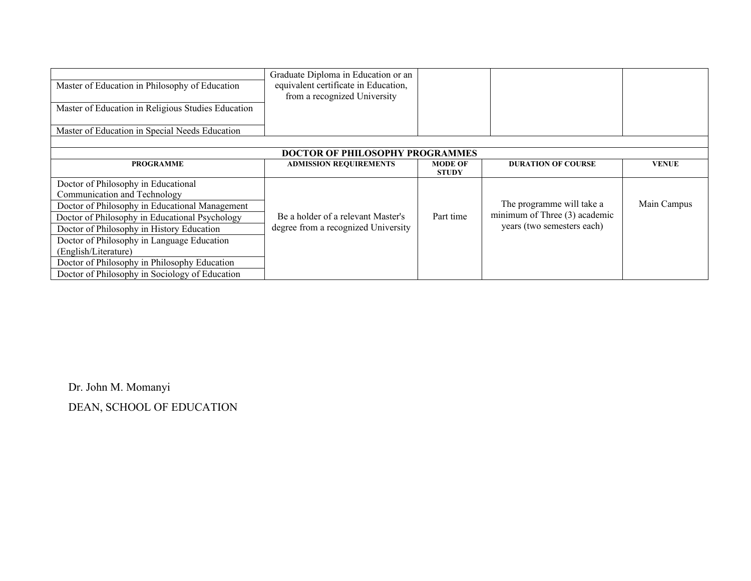| | | | | |
|---|---|---|---|---|
| Master of Education in Philosophy of Education | Graduate Diploma in Education or an equivalent certificate in Education, from a recognized University | | | |
| Master of Education in Religious Studies Education | | | | |
| Master of Education in Special Needs Education | | | | |
| | | | | |
| **DOCTOR OF PHILOSOPHY PROGRAMMES** | | | | |
| **PROGRAMME** | **ADMISSION REQUIREMENTS** | **MODE OF STUDY** | **DURATION OF COURSE** | **VENUE** |
| Doctor of Philosophy in Educational Communication and Technology | Be a holder of a relevant Master's degree from a recognized University | Part time | The programme will take a minimum of Three (3) academic years (two semesters each) | Main Campus |
| Doctor of Philosophy in Educational Management | | | | |
| Doctor of Philosophy in Educational Psychology | | | | |
| Doctor of Philosophy in History Education | | | | |
| Doctor of Philosophy in Language Education (English/Literature) | | | | |
| Doctor of Philosophy in Philosophy Education | | | | |
| Doctor of Philosophy in Sociology of Education | | | | |

Dr. John M. Momanyi

DEAN, SCHOOL OF EDUCATION